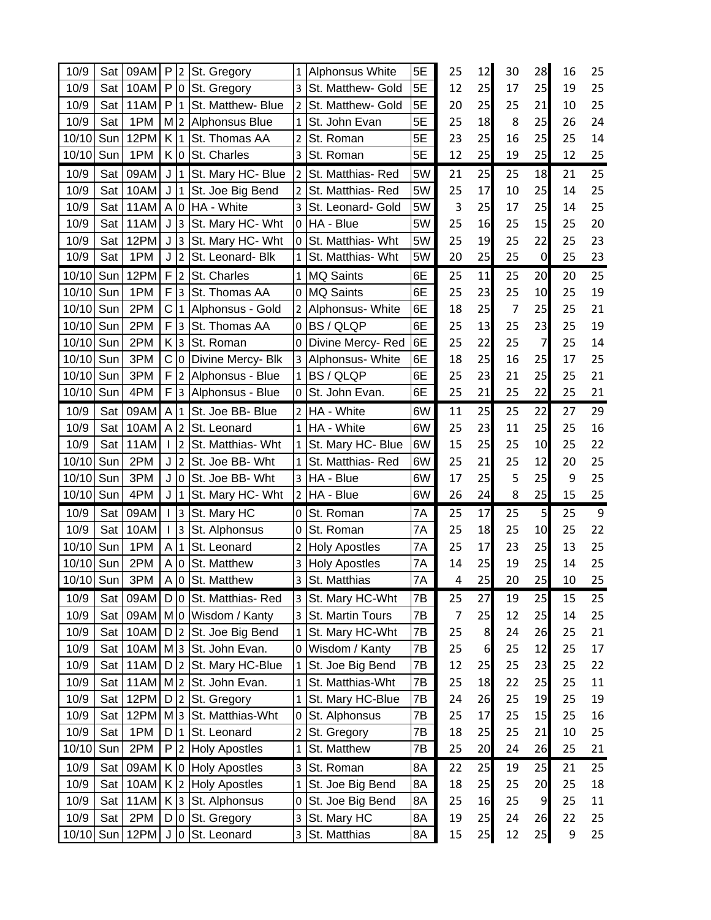| | | | | | | | | | | | | | | | |
|---|---|---|---|---|---|---|---|---|---|---|---|---|---|---|---|
| 10/9 | Sat | 09AM | P | 2 | St. Gregory | 1 | Alphonsus White | 5E | 25 | 12 | 30 | 28 | 16 | 25 |
| 10/9 | Sat | 10AM | P | 0 | St. Gregory | 3 | St. Matthew- Gold | 5E | 12 | 25 | 17 | 25 | 19 | 25 |
| 10/9 | Sat | 11AM | P | 1 | St. Matthew- Blue | 2 | St. Matthew- Gold | 5E | 20 | 25 | 25 | 21 | 10 | 25 |
| 10/9 | Sat | 1PM | M | 2 | Alphonsus Blue | 1 | St. John Evan | 5E | 25 | 18 | 8 | 25 | 26 | 24 |
| 10/10 | Sun | 12PM | K | 1 | St. Thomas AA | 2 | St. Roman | 5E | 23 | 25 | 16 | 25 | 25 | 14 |
| 10/10 | Sun | 1PM | K | 0 | St. Charles | 3 | St. Roman | 5E | 12 | 25 | 19 | 25 | 12 | 25 |
| 10/9 | Sat | 09AM | J | 1 | St. Mary HC- Blue | 2 | St. Matthias- Red | 5W | 21 | 25 | 25 | 18 | 21 | 25 |
| 10/9 | Sat | 10AM | J | 1 | St. Joe Big Bend | 2 | St. Matthias- Red | 5W | 25 | 17 | 10 | 25 | 14 | 25 |
| 10/9 | Sat | 11AM | A | 0 | HA - White | 3 | St. Leonard- Gold | 5W | 3 | 25 | 17 | 25 | 14 | 25 |
| 10/9 | Sat | 11AM | J | 3 | St. Mary HC- Wht | 0 | HA - Blue | 5W | 25 | 16 | 25 | 15 | 25 | 20 |
| 10/9 | Sat | 12PM | J | 3 | St. Mary HC- Wht | 0 | St. Matthias- Wht | 5W | 25 | 19 | 25 | 22 | 25 | 23 |
| 10/9 | Sat | 1PM | J | 2 | St. Leonard- Blk | 1 | St. Matthias- Wht | 5W | 20 | 25 | 25 | 0 | 25 | 23 |
| 10/10 | Sun | 12PM | F | 2 | St. Charles | 1 | MQ Saints | 6E | 25 | 11 | 25 | 20 | 20 | 25 |
| 10/10 | Sun | 1PM | F | 3 | St. Thomas AA | 0 | MQ Saints | 6E | 25 | 23 | 25 | 10 | 25 | 19 |
| 10/10 | Sun | 2PM | C | 1 | Alphonsus - Gold | 2 | Alphonsus- White | 6E | 18 | 25 | 7 | 25 | 25 | 21 |
| 10/10 | Sun | 2PM | F | 3 | St. Thomas AA | 0 | BS / QLQP | 6E | 25 | 13 | 25 | 23 | 25 | 19 |
| 10/10 | Sun | 2PM | K | 3 | St. Roman | 0 | Divine Mercy- Red | 6E | 25 | 22 | 25 | 7 | 25 | 14 |
| 10/10 | Sun | 3PM | C | 0 | Divine Mercy- Blk | 3 | Alphonsus- White | 6E | 18 | 25 | 16 | 25 | 17 | 25 |
| 10/10 | Sun | 3PM | F | 2 | Alphonsus - Blue | 1 | BS / QLQP | 6E | 25 | 23 | 21 | 25 | 25 | 21 |
| 10/10 | Sun | 4PM | F | 3 | Alphonsus - Blue | 0 | St. John Evan. | 6E | 25 | 21 | 25 | 22 | 25 | 21 |
| 10/9 | Sat | 09AM | A | 1 | St. Joe BB- Blue | 2 | HA - White | 6W | 11 | 25 | 25 | 22 | 27 | 29 |
| 10/9 | Sat | 10AM | A | 2 | St. Leonard | 1 | HA - White | 6W | 25 | 23 | 11 | 25 | 25 | 16 |
| 10/9 | Sat | 11AM | I | 2 | St. Matthias- Wht | 1 | St. Mary HC- Blue | 6W | 15 | 25 | 25 | 10 | 25 | 22 |
| 10/10 | Sun | 2PM | J | 2 | St. Joe BB- Wht | 1 | St. Matthias- Red | 6W | 25 | 21 | 25 | 12 | 20 | 25 |
| 10/10 | Sun | 3PM | J | 0 | St. Joe BB- Wht | 3 | HA - Blue | 6W | 17 | 25 | 5 | 25 | 9 | 25 |
| 10/10 | Sun | 4PM | J | 1 | St. Mary HC- Wht | 2 | HA - Blue | 6W | 26 | 24 | 8 | 25 | 15 | 25 |
| 10/9 | Sat | 09AM | I | 3 | St. Mary HC | 0 | St. Roman | 7A | 25 | 17 | 25 | 5 | 25 | 9 |
| 10/9 | Sat | 10AM | I | 3 | St. Alphonsus | 0 | St. Roman | 7A | 25 | 18 | 25 | 10 | 25 | 22 |
| 10/10 | Sun | 1PM | A | 1 | St. Leonard | 2 | Holy Apostles | 7A | 25 | 17 | 23 | 25 | 13 | 25 |
| 10/10 | Sun | 2PM | A | 0 | St. Matthew | 3 | Holy Apostles | 7A | 14 | 25 | 19 | 25 | 14 | 25 |
| 10/10 | Sun | 3PM | A | 0 | St. Matthew | 3 | St. Matthias | 7A | 4 | 25 | 20 | 25 | 10 | 25 |
| 10/9 | Sat | 09AM | D | 0 | St. Matthias- Red | 3 | St. Mary HC-Wht | 7B | 25 | 27 | 19 | 25 | 15 | 25 |
| 10/9 | Sat | 09AM | M | 0 | Wisdom / Kanty | 3 | St. Martin Tours | 7B | 7 | 25 | 12 | 25 | 14 | 25 |
| 10/9 | Sat | 10AM | D | 2 | St. Joe Big Bend | 1 | St. Mary HC-Wht | 7B | 25 | 8 | 24 | 26 | 25 | 21 |
| 10/9 | Sat | 10AM | M | 3 | St. John Evan. | 0 | Wisdom / Kanty | 7B | 25 | 6 | 25 | 12 | 25 | 17 |
| 10/9 | Sat | 11AM | D | 2 | St. Mary HC-Blue | 1 | St. Joe Big Bend | 7B | 12 | 25 | 25 | 23 | 25 | 22 |
| 10/9 | Sat | 11AM | M | 2 | St. John Evan. | 1 | St. Matthias-Wht | 7B | 25 | 18 | 22 | 25 | 25 | 11 |
| 10/9 | Sat | 12PM | D | 2 | St. Gregory | 1 | St. Mary HC-Blue | 7B | 24 | 26 | 25 | 19 | 25 | 19 |
| 10/9 | Sat | 12PM | M | 3 | St. Matthias-Wht | 0 | St. Alphonsus | 7B | 25 | 17 | 25 | 15 | 25 | 16 |
| 10/9 | Sat | 1PM | D | 1 | St. Leonard | 2 | St. Gregory | 7B | 18 | 25 | 25 | 21 | 10 | 25 |
| 10/10 | Sun | 2PM | P | 2 | Holy Apostles | 1 | St. Matthew | 7B | 25 | 20 | 24 | 26 | 25 | 21 |
| 10/9 | Sat | 09AM | K | 0 | Holy Apostles | 3 | St. Roman | 8A | 22 | 25 | 19 | 25 | 21 | 25 |
| 10/9 | Sat | 10AM | K | 2 | Holy Apostles | 1 | St. Joe Big Bend | 8A | 18 | 25 | 25 | 20 | 25 | 18 |
| 10/9 | Sat | 11AM | K | 3 | St. Alphonsus | 0 | St. Joe Big Bend | 8A | 25 | 16 | 25 | 9 | 25 | 11 |
| 10/9 | Sat | 2PM | D | 0 | St. Gregory | 3 | St. Mary HC | 8A | 19 | 25 | 24 | 26 | 22 | 25 |
| 10/10 | Sun | 12PM | J | 0 | St. Leonard | 3 | St. Matthias | 8A | 15 | 25 | 12 | 25 | 9 | 25 |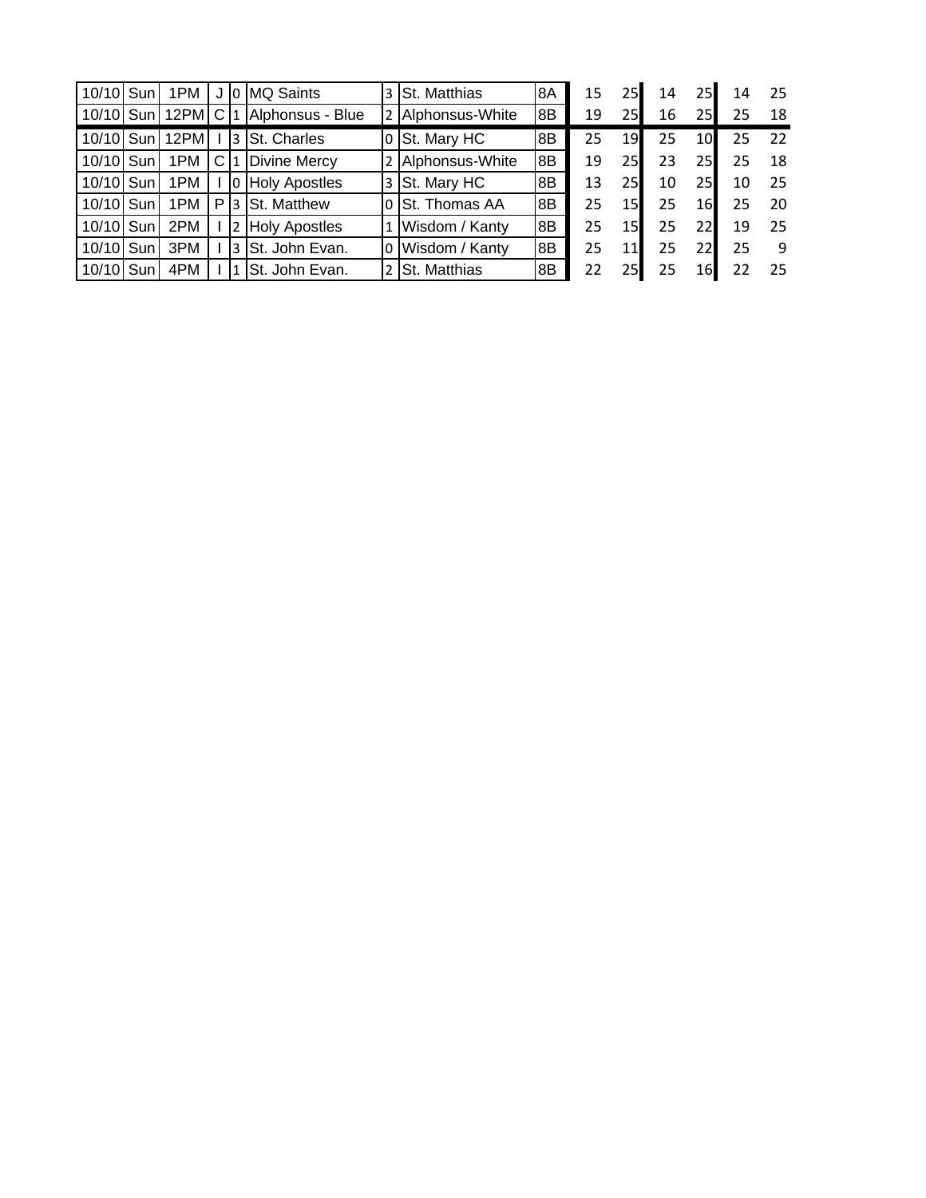| | | | | | | | | | | | | | | | |
|---|---|---|---|---|---|---|---|---|---|---|---|---|---|---|---|
| 10/10 | Sun | 1PM | J | 0 | MQ Saints | 3 | St. Matthias | 8A | 15 | 25 | 14 | 25 | 14 | 25 |
| 10/10 | Sun | 12PM | C | 1 | Alphonsus - Blue | 2 | Alphonsus-White | 8B | 19 | 25 | 16 | 25 | 25 | 18 |
| 10/10 | Sun | 12PM | I | 3 | St. Charles | 0 | St. Mary HC | 8B | 25 | 19 | 25 | 10 | 25 | 22 |
| 10/10 | Sun | 1PM | C | 1 | Divine Mercy | 2 | Alphonsus-White | 8B | 19 | 25 | 23 | 25 | 25 | 18 |
| 10/10 | Sun | 1PM | I | 0 | Holy Apostles | 3 | St. Mary HC | 8B | 13 | 25 | 10 | 25 | 10 | 25 |
| 10/10 | Sun | 1PM | P | 3 | St. Matthew | 0 | St. Thomas AA | 8B | 25 | 15 | 25 | 16 | 25 | 20 |
| 10/10 | Sun | 2PM | I | 2 | Holy Apostles | 1 | Wisdom / Kanty | 8B | 25 | 15 | 25 | 22 | 19 | 25 |
| 10/10 | Sun | 3PM | I | 3 | St. John Evan. | 0 | Wisdom / Kanty | 8B | 25 | 11 | 25 | 22 | 25 | 9 |
| 10/10 | Sun | 4PM | I | 1 | St. John Evan. | 2 | St. Matthias | 8B | 22 | 25 | 25 | 16 | 22 | 25 |